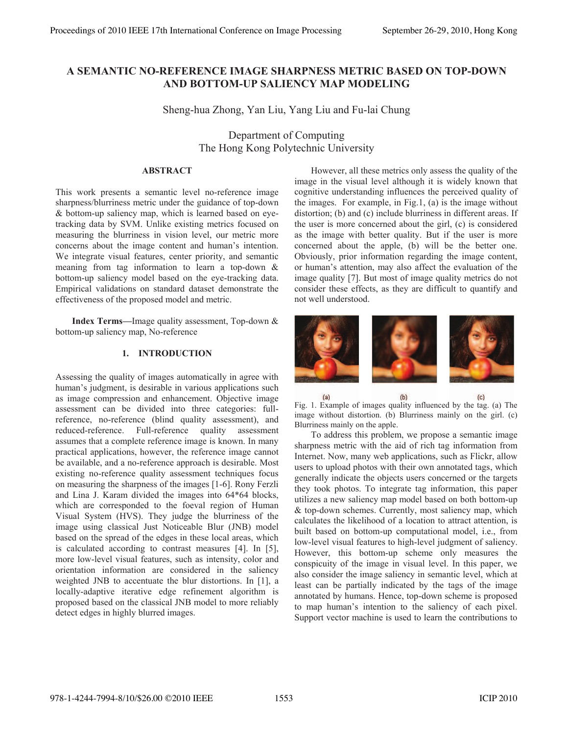# A SEMANTIC NO-REFERENCE IMAGE SHARPNESS METRIC BASED ON TOP-DOWN AND BOTTOM-UP SALIENCY MAP MODELING

Sheng-hua Zhong, Yan Liu, Yang Liu and Fu-lai Chung

Department of Computing
The Hong Kong Polytechnic University

## ABSTRACT

This work presents a semantic level no-reference image sharpness/blurriness metric under the guidance of top-down & bottom-up saliency map, which is learned based on eye-tracking data by SVM. Unlike existing metrics focused on measuring the blurriness in vision level, our metric more concerns about the image content and human's intention. We integrate visual features, center priority, and semantic meaning from tag information to learn a top-down & bottom-up saliency model based on the eye-tracking data. Empirical validations on standard dataset demonstrate the effectiveness of the proposed model and metric.

**Index Terms**—Image quality assessment, Top-down & bottom-up saliency map, No-reference

## 1. INTRODUCTION

Assessing the quality of images automatically in agree with human's judgment, is desirable in various applications such as image compression and enhancement. Objective image assessment can be divided into three categories: full-reference, no-reference (blind quality assessment), and reduced-reference. Full-reference quality assessment assumes that a complete reference image is known. In many practical applications, however, the reference image cannot be available, and a no-reference approach is desirable. Most existing no-reference quality assessment techniques focus on measuring the sharpness of the images [1-6]. Rony Ferzli and Lina J. Karam divided the images into 64*64 blocks, which are corresponded to the foveal region of Human Visual System (HVS). They judge the blurriness of the image using classical Just Noticeable Blur (JNB) model based on the spread of the edges in these local areas, which is calculated according to contrast measures [4]. In [5], more low-level visual features, such as intensity, color and orientation information are considered in the saliency weighted JNB to accentuate the blur distortions. In [1], a locally-adaptive iterative edge refinement algorithm is proposed based on the classical JNB model to more reliably detect edges in highly blurred images.

However, all these metrics only assess the quality of the image in the visual level although it is widely known that cognitive understanding influences the perceived quality of the images. For example, in Fig.1, (a) is the image without distortion; (b) and (c) include blurriness in different areas. If the user is more concerned about the girl, (c) is considered as the image with better quality. But if the user is more concerned about the apple, (b) will be the better one. Obviously, prior information regarding the image content, or human's attention, may also affect the evaluation of the image quality [7]. But most of image quality metrics do not consider these effects, as they are difficult to quantify and not well understood.

(a) (b) (c)

Fig. 1. Example of images quality influenced by the tag. (a) The image without distortion. (b) Blurriness mainly on the girl. (c) Blurriness mainly on the apple.

To address this problem, we propose a semantic image sharpness metric with the aid of rich tag information from Internet. Now, many web applications, such as Flickr, allow users to upload photos with their own annotated tags, which generally indicate the objects users concerned or the targets they took photos. To integrate tag information, this paper utilizes a new saliency map model based on both bottom-up & top-down schemes. Currently, most saliency map, which calculates the likelihood of a location to attract attention, is built based on bottom-up computational model, i.e., from low-level visual features to high-level judgment of saliency. However, this bottom-up scheme only measures the conspicuity of the image in visual level. In this paper, we also consider the image saliency in semantic level, which at least can be partially indicated by the tags of the image annotated by humans. Hence, top-down scheme is proposed to map human's intention to the saliency of each pixel. Support vector machine is used to learn the contributions to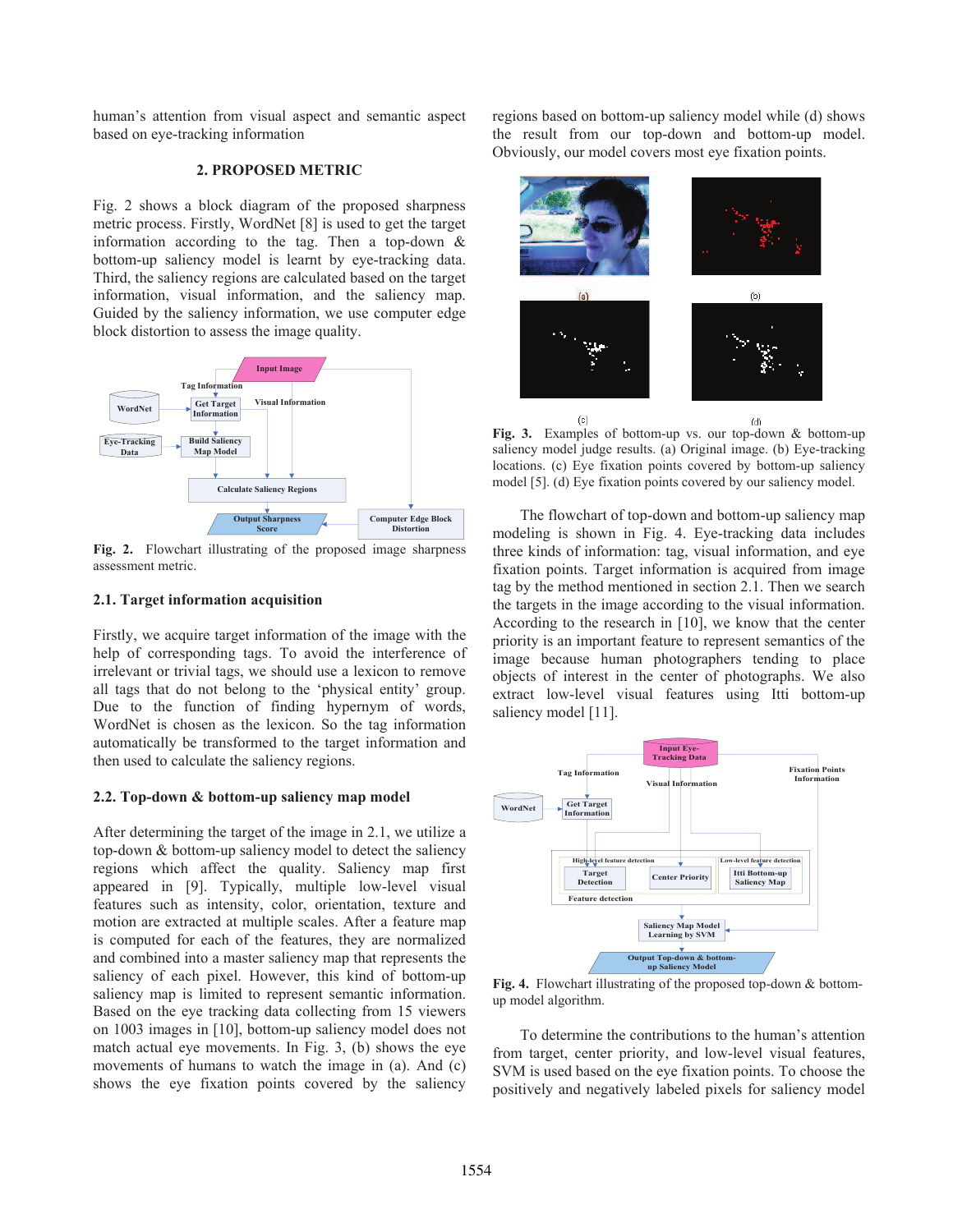human's attention from visual aspect and semantic aspect based on eye-tracking information

## 2. PROPOSED METRIC

Fig. 2 shows a block diagram of the proposed sharpness metric process. Firstly, WordNet [8] is used to get the target information according to the tag. Then a top-down & bottom-up saliency model is learnt by eye-tracking data. Third, the saliency regions are calculated based on the target information, visual information, and the saliency map. Guided by the saliency information, we use computer edge block distortion to assess the image quality.

Input Image
Tag Information
WordNet
Get Target Information
Visual Information
Eye-Tracking Data
Build Saliency Map Model
Calculate Saliency Regions
Output Sharpness Score
Computer Edge Block Distortion

**Fig. 2.** Flowchart illustrating of the proposed image sharpness assessment metric.

### 2.1. Target information acquisition

Firstly, we acquire target information of the image with the help of corresponding tags. To avoid the interference of irrelevant or trivial tags, we should use a lexicon to remove all tags that do not belong to the 'physical entity' group. Due to the function of finding hypernym of words, WordNet is chosen as the lexicon. So the tag information automatically be transformed to the target information and then used to calculate the saliency regions.

### 2.2. Top-down & bottom-up saliency map model

After determining the target of the image in 2.1, we utilize a top-down & bottom-up saliency model to detect the saliency regions which affect the quality. Saliency map first appeared in [9]. Typically, multiple low-level visual features such as intensity, color, orientation, texture and motion are extracted at multiple scales. After a feature map is computed for each of the features, they are normalized and combined into a master saliency map that represents the saliency of each pixel. However, this kind of bottom-up saliency map is limited to represent semantic information. Based on the eye tracking data collecting from 15 viewers on 1003 images in [10], bottom-up saliency model does not match actual eye movements. In Fig. 3, (b) shows the eye movements of humans to watch the image in (a). And (c) shows the eye fixation points covered by the saliency regions based on bottom-up saliency model while (d) shows the result from our top-down and bottom-up model. Obviously, our model covers most eye fixation points.

(a) (b)
(c) (d)

**Fig. 3.** Examples of bottom-up vs. our top-down & bottom-up saliency model judge results. (a) Original image. (b) Eye-tracking locations. (c) Eye fixation points covered by bottom-up saliency model [5]. (d) Eye fixation points covered by our saliency model.

The flowchart of top-down and bottom-up saliency map modeling is shown in Fig. 4. Eye-tracking data includes three kinds of information: tag, visual information, and eye fixation points. Target information is acquired from image tag by the method mentioned in section 2.1. Then we search the targets in the image according to the visual information. According to the research in [10], we know that the center priority is an important feature to represent semantics of the image because human photographers tending to place objects of interest in the center of photographs. We also extract low-level visual features using Itti bottom-up saliency model [11].

Input Eye-Tracking Data
Tag Information
Visual Information
Fixation Points Information
WordNet
Get Target Information
High-level feature detection
Low-level feature detection
Target Detection
Center Priority
Itti Bottom-up Saliency Map
Feature detection
Saliency Map Model Learning by SVM
Output Top-down & bottom-up Saliency Model

**Fig. 4.** Flowchart illustrating of the proposed top-down & bottom-up model algorithm.

To determine the contributions to the human's attention from target, center priority, and low-level visual features, SVM is used based on the eye fixation points. To choose the positively and negatively labeled pixels for saliency model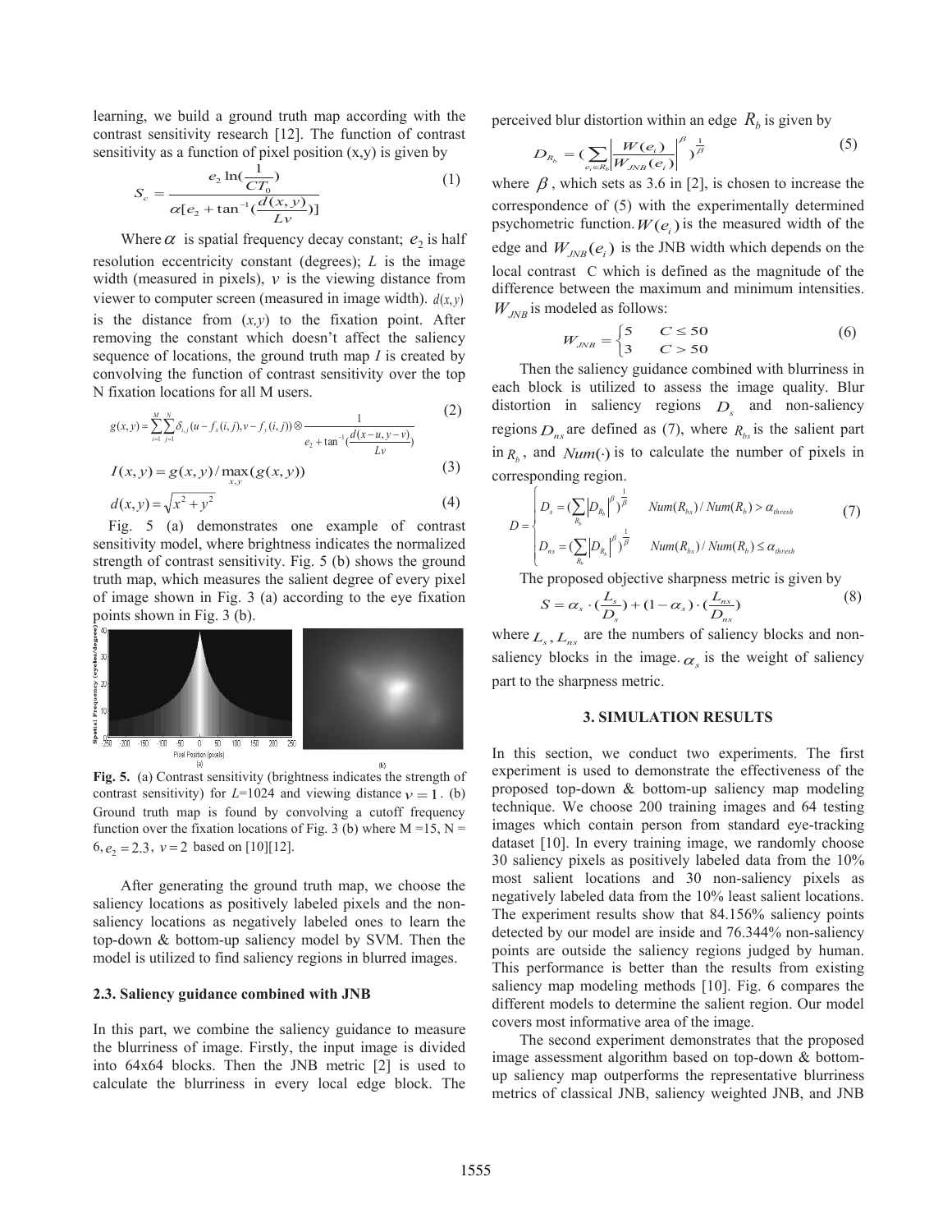learning, we build a ground truth map according with the contrast sensitivity research [12]. The function of contrast sensitivity as a function of pixel position (x,y) is given by

$$S_c = \frac{e_2 \ln(\frac{1}{CT_0})}{\alpha[e_2 + \tan^{-1}(\frac{d(x,y)}{Lv})]} \tag{1}$$

Where $\alpha$ is spatial frequency decay constant; $e_2$ is half resolution eccentricity constant (degrees); $L$ is the image width (measured in pixels), $v$ is the viewing distance from viewer to computer screen (measured in image width). $d(x,y)$ is the distance from $(x,y)$ to the fixation point. After removing the constant which doesn't affect the saliency sequence of locations, the ground truth map $I$ is created by convolving the function of contrast sensitivity over the top N fixation locations for all M users.

$$g(x,y) = \sum_{i=1}^{M}\sum_{j=1}^{N}\delta_{i,j}(u - f_x(i,j), v - f_y(i,j)) \otimes \frac{1}{e_2 + \tan^{-1}(\frac{d(x-u,y-v)}{Lv})} \tag{2}$$

$$I(x,y) = g(x,y)/\max_{x,y}(g(x,y)) \tag{3}$$

$$d(x,y) = \sqrt{x^2 + y^2} \tag{4}$$

Fig. 5 (a) demonstrates one example of contrast sensitivity model, where brightness indicates the normalized strength of contrast sensitivity. Fig. 5 (b) shows the ground truth map, which measures the salient degree of every pixel of image shown in Fig. 3 (a) according to the eye fixation points shown in Fig. 3 (b).

Spatial Frequency (cycles/degree)

Pixel Position (pixels)

(a)

(b)

**Fig. 5.** (a) Contrast sensitivity (brightness indicates the strength of contrast sensitivity) for $L$=1024 and viewing distance $v = 1$. (b) Ground truth map is found by convolving a cutoff frequency function over the fixation locations of Fig. 3 (b) where M =15, N = 6, $e_2 = 2.3$, $v = 2$ based on [10][12].

After generating the ground truth map, we choose the saliency locations as positively labeled pixels and the non-saliency locations as negatively labeled ones to learn the top-down & bottom-up saliency model by SVM. Then the model is utilized to find saliency regions in blurred images.

### 2.3. Saliency guidance combined with JNB

In this part, we combine the saliency guidance to measure the blurriness of image. Firstly, the input image is divided into 64x64 blocks. Then the JNB metric [2] is used to calculate the blurriness in every local edge block. The perceived blur distortion within an edge $R_b$ is given by

$$D_{R_b} = (\sum_{e_i \in R_b} \left| \frac{W(e_i)}{W_{JNB}(e_i)} \right|^{\beta})^{\frac{1}{\beta}} \tag{5}$$

where $\beta$, which sets as 3.6 in [2], is chosen to increase the correspondence of (5) with the experimentally determined psychometric function. $W(e_i)$ is the measured width of the edge and $W_{JNB}(e_i)$ is the JNB width which depends on the local contrast C which is defined as the magnitude of the difference between the maximum and minimum intensities. $W_{JNB}$ is modeled as follows:

$$W_{JNB} = \begin{cases} 5 & C \le 50 \\ 3 & C > 50 \end{cases} \tag{6}$$

Then the saliency guidance combined with blurriness in each block is utilized to assess the image quality. Blur distortion in saliency regions $D_s$ and non-saliency regions $D_{ns}$ are defined as (7), where $R_{bs}$ is the salient part in $R_b$, and $Num(\cdot)$ is to calculate the number of pixels in corresponding region.

$$D = \begin{cases} D_s = (\sum_{R_b} \left| D_{R_b} \right|^{\beta})^{\frac{1}{\beta}} & Num(R_{bs})/Num(R_b) > \alpha_{thresh} \\ D_{ns} = (\sum_{R_b} \left| D_{R_b} \right|^{\beta})^{\frac{1}{\beta}} & Num(R_{bs})/Num(R_b) \le \alpha_{thresh} \end{cases} \tag{7}$$

The proposed objective sharpness metric is given by

$$S = \alpha_s \cdot (\frac{L_s}{D_s}) + (1 - \alpha_s) \cdot (\frac{L_{ns}}{D_{ns}}) \tag{8}$$

where $L_s$, $L_{ns}$ are the numbers of saliency blocks and non-saliency blocks in the image. $\alpha_s$ is the weight of saliency part to the sharpness metric.

## 3. SIMULATION RESULTS

In this section, we conduct two experiments. The first experiment is used to demonstrate the effectiveness of the proposed top-down & bottom-up saliency map modeling technique. We choose 200 training images and 64 testing images which contain person from standard eye-tracking dataset [10]. In every training image, we randomly choose 30 saliency pixels as positively labeled data from the 10% most salient locations and 30 non-saliency pixels as negatively labeled data from the 10% least salient locations. The experiment results show that 84.156% saliency points detected by our model are inside and 76.344% non-saliency points are outside the saliency regions judged by human. This performance is better than the results from existing saliency map modeling methods [10]. Fig. 6 compares the different models to determine the salient region. Our model covers most informative area of the image.

The second experiment demonstrates that the proposed image assessment algorithm based on top-down & bottom-up saliency map outperforms the representative blurriness metrics of classical JNB, saliency weighted JNB, and JNB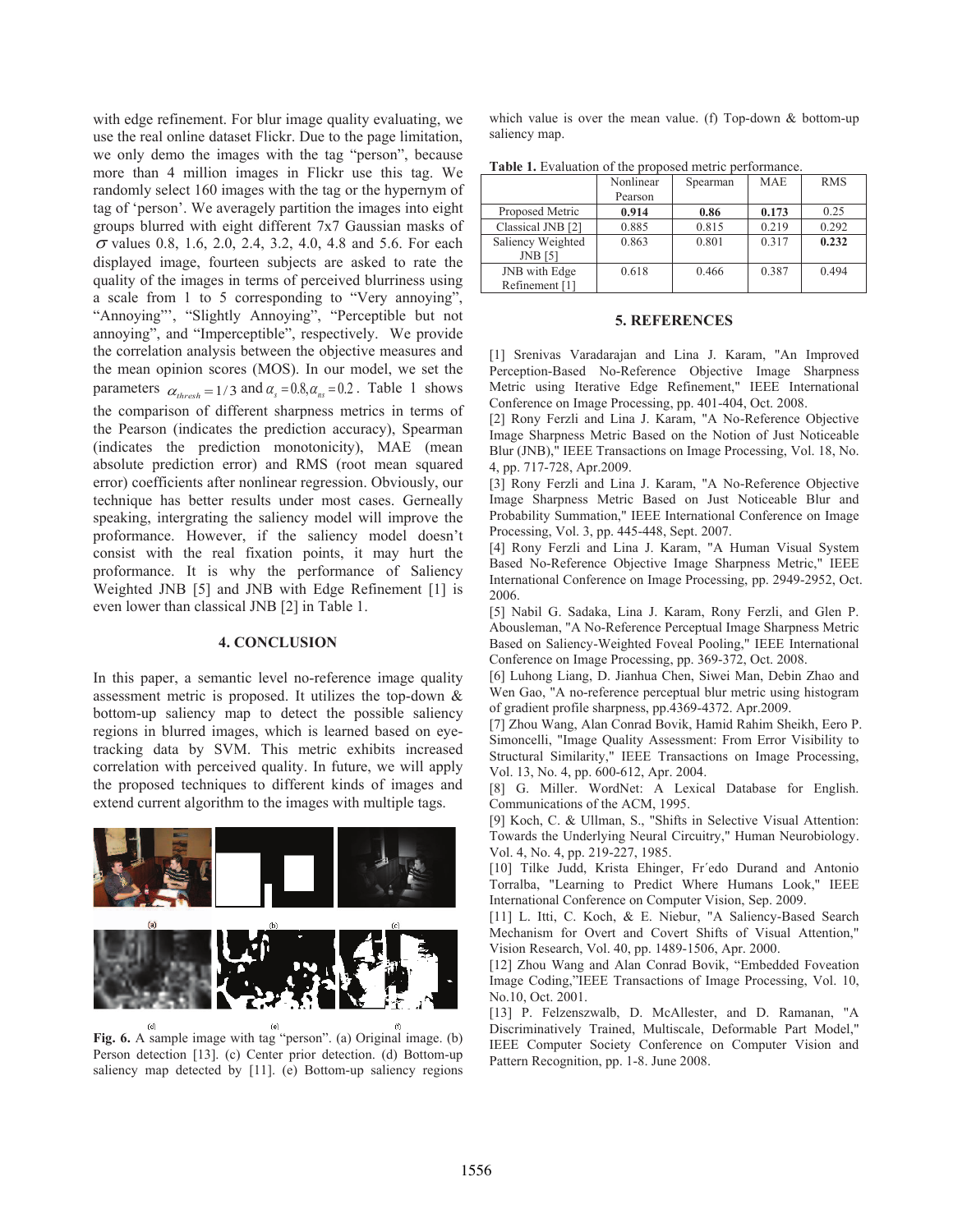with edge refinement. For blur image quality evaluating, we use the real online dataset Flickr. Due to the page limitation, we only demo the images with the tag "person", because more than 4 million images in Flickr use this tag. We randomly select 160 images with the tag or the hypernym of tag of 'person'. We averagely partition the images into eight groups blurred with eight different 7x7 Gaussian masks of $\sigma$ values 0.8, 1.6, 2.0, 2.4, 3.2, 4.0, 4.8 and 5.6. For each displayed image, fourteen subjects are asked to rate the quality of the images in terms of perceived blurriness using a scale from 1 to 5 corresponding to "Very annoying", "Annoying"', "Slightly Annoying", "Perceptible but not annoying", and "Imperceptible", respectively. We provide the correlation analysis between the objective measures and the mean opinion scores (MOS). In our model, we set the parameters $\alpha_{thresh} = 1/3$ and $\alpha_s = 0.8, \alpha_{ns} = 0.2$. Table 1 shows the comparison of different sharpness metrics in terms of the Pearson (indicates the prediction accuracy), Spearman (indicates the prediction monotonicity), MAE (mean absolute prediction error) and RMS (root mean squared error) coefficients after nonlinear regression. Obviously, our technique has better results under most cases. Gerneally speaking, intergrating the saliency model will improve the proformance. However, if the saliency model doesn't consist with the real fixation points, it may hurt the proformance. It is why the performance of Saliency Weighted JNB [5] and JNB with Edge Refinement [1] is even lower than classical JNB [2] in Table 1.

## 4. CONCLUSION

In this paper, a semantic level no-reference image quality assessment metric is proposed. It utilizes the top-down & bottom-up saliency map to detect the possible saliency regions in blurred images, which is learned based on eye-tracking data by SVM. This metric exhibits increased correlation with perceived quality. In future, we will apply the proposed techniques to different kinds of images and extend current algorithm to the images with multiple tags.

(a) (b) (c)

(d) (e) (f)

**Fig. 6.** A sample image with tag "person". (a) Original image. (b) Person detection [13]. (c) Center prior detection. (d) Bottom-up saliency map detected by [11]. (e) Bottom-up saliency regions which value is over the mean value. (f) Top-down & bottom-up saliency map.

**Table 1.** Evaluation of the proposed metric performance.

| | Nonlinear Pearson | Spearman | MAE | RMS |
|---|---|---|---|---|
| Proposed Metric | **0.914** | **0.86** | **0.173** | 0.25 |
| Classical JNB [2] | 0.885 | 0.815 | 0.219 | 0.292 |
| Saliency Weighted JNB [5] | 0.863 | 0.801 | 0.317 | **0.232** |
| JNB with Edge Refinement [1] | 0.618 | 0.466 | 0.387 | 0.494 |

## 5. REFERENCES

[1] Srenivas Varadarajan and Lina J. Karam, "An Improved Perception-Based No-Reference Objective Image Sharpness Metric using Iterative Edge Refinement," IEEE International Conference on Image Processing, pp. 401-404, Oct. 2008.

[2] Rony Ferzli and Lina J. Karam, "A No-Reference Objective Image Sharpness Metric Based on the Notion of Just Noticeable Blur (JNB)," IEEE Transactions on Image Processing, Vol. 18, No. 4, pp. 717-728, Apr.2009.

[3] Rony Ferzli and Lina J. Karam, "A No-Reference Objective Image Sharpness Metric Based on Just Noticeable Blur and Probability Summation," IEEE International Conference on Image Processing, Vol. 3, pp. 445-448, Sept. 2007.

[4] Rony Ferzli and Lina J. Karam, "A Human Visual System Based No-Reference Objective Image Sharpness Metric," IEEE International Conference on Image Processing, pp. 2949-2952, Oct. 2006.

[5] Nabil G. Sadaka, Lina J. Karam, Rony Ferzli, and Glen P. Abousleman, "A No-Reference Perceptual Image Sharpness Metric Based on Saliency-Weighted Foveal Pooling," IEEE International Conference on Image Processing, pp. 369-372, Oct. 2008.

[6] Luhong Liang, D. Jianhua Chen, Siwei Man, Debin Zhao and Wen Gao, "A no-reference perceptual blur metric using histogram of gradient profile sharpness, pp.4369-4372. Apr.2009.

[7] Zhou Wang, Alan Conrad Bovik, Hamid Rahim Sheikh, Eero P. Simoncelli, "Image Quality Assessment: From Error Visibility to Structural Similarity," IEEE Transactions on Image Processing, Vol. 13, No. 4, pp. 600-612, Apr. 2004.

[8] G. Miller. WordNet: A Lexical Database for English. Communications of the ACM, 1995.

[9] Koch, C. & Ullman, S., "Shifts in Selective Visual Attention: Towards the Underlying Neural Circuitry," Human Neurobiology. Vol. 4, No. 4, pp. 219-227, 1985.

[10] Tilke Judd, Krista Ehinger, Fr´edo Durand and Antonio Torralba, "Learning to Predict Where Humans Look," IEEE International Conference on Computer Vision, Sep. 2009.

[11] L. Itti, C. Koch, & E. Niebur, "A Saliency-Based Search Mechanism for Overt and Covert Shifts of Visual Attention," Vision Research, Vol. 40, pp. 1489-1506, Apr. 2000.

[12] Zhou Wang and Alan Conrad Bovik, "Embedded Foveation Image Coding,"IEEE Transactions of Image Processing, Vol. 10, No.10, Oct. 2001.

[13] P. Felzenszwalb, D. McAllester, and D. Ramanan, "A Discriminatively Trained, Multiscale, Deformable Part Model," IEEE Computer Society Conference on Computer Vision and Pattern Recognition, pp. 1-8. June 2008.